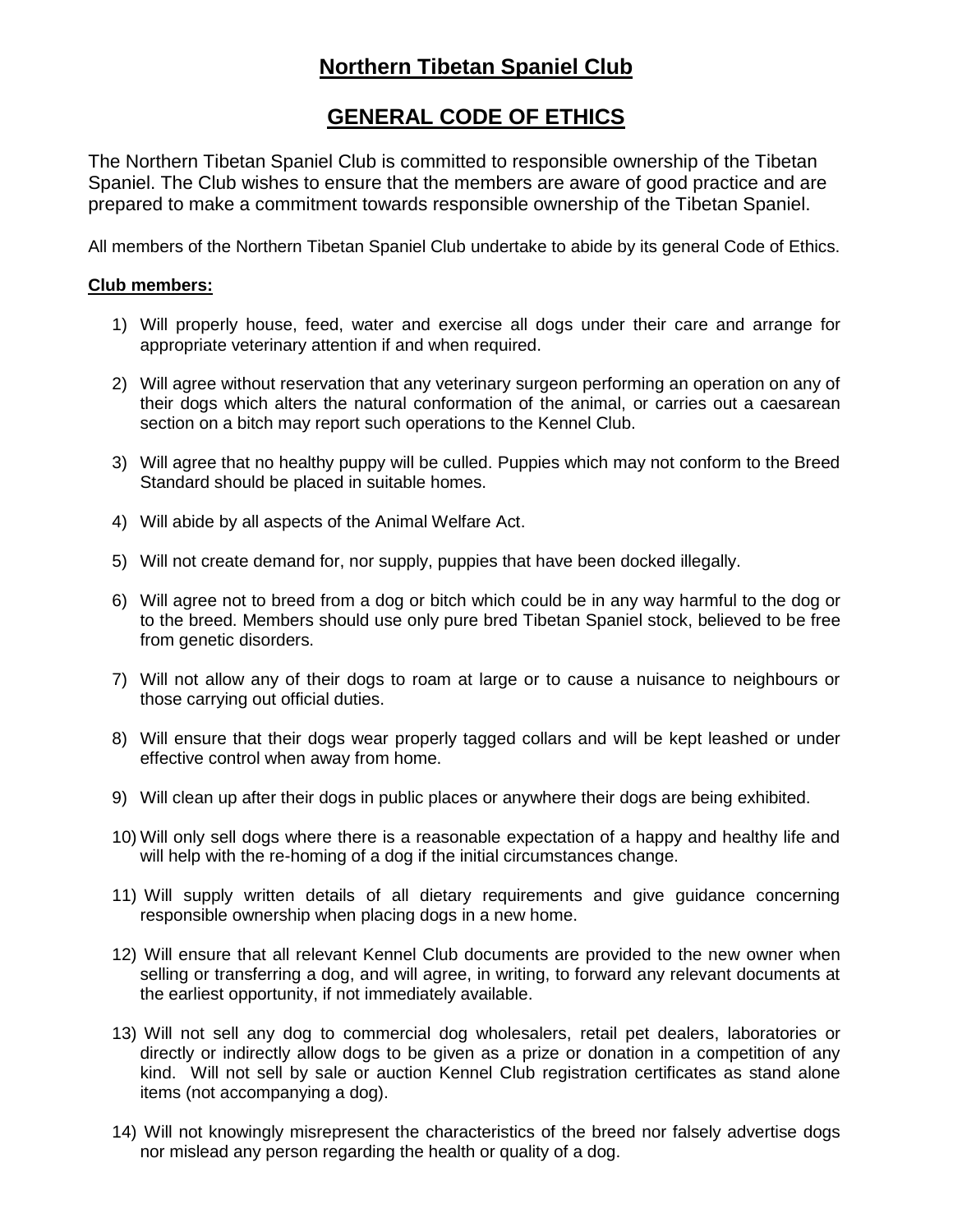# Northern Tibetan Spaniel Club

## GENERAL CODE OF ETHICS

The Northern Tibetan Spaniel Club is committed to responsible ownership of the Tibetan Spaniel. The Club wishes to ensure that the members are aware of good practice and are prepared to make a commitment towards responsible ownership of the Tibetan Spaniel.

All members of the Northern Tibetan Spaniel Club undertake to abide by its general Code of Ethics.

**Club members:**

1) Will properly house, feed, water and exercise all dogs under their care and arrange for appropriate veterinary attention if and when required.
2) Will agree without reservation that any veterinary surgeon performing an operation on any of their dogs which alters the natural conformation of the animal, or carries out a caesarean section on a bitch may report such operations to the Kennel Club.
3) Will agree that no healthy puppy will be culled. Puppies which may not conform to the Breed Standard should be placed in suitable homes.
4) Will abide by all aspects of the Animal Welfare Act.
5) Will not create demand for, nor supply, puppies that have been docked illegally.
6) Will agree not to breed from a dog or bitch which could be in any way harmful to the dog or to the breed. Members should use only pure bred Tibetan Spaniel stock, believed to be free from genetic disorders.
7) Will not allow any of their dogs to roam at large or to cause a nuisance to neighbours or those carrying out official duties.
8) Will ensure that their dogs wear properly tagged collars and will be kept leashed or under effective control when away from home.
9) Will clean up after their dogs in public places or anywhere their dogs are being exhibited.
10) Will only sell dogs where there is a reasonable expectation of a happy and healthy life and will help with the re-homing of a dog if the initial circumstances change.
11) Will supply written details of all dietary requirements and give guidance concerning responsible ownership when placing dogs in a new home.
12) Will ensure that all relevant Kennel Club documents are provided to the new owner when selling or transferring a dog, and will agree, in writing, to forward any relevant documents at the earliest opportunity, if not immediately available.
13) Will not sell any dog to commercial dog wholesalers, retail pet dealers, laboratories or directly or indirectly allow dogs to be given as a prize or donation in a competition of any kind. Will not sell by sale or auction Kennel Club registration certificates as stand alone items (not accompanying a dog).
14) Will not knowingly misrepresent the characteristics of the breed nor falsely advertise dogs nor mislead any person regarding the health or quality of a dog.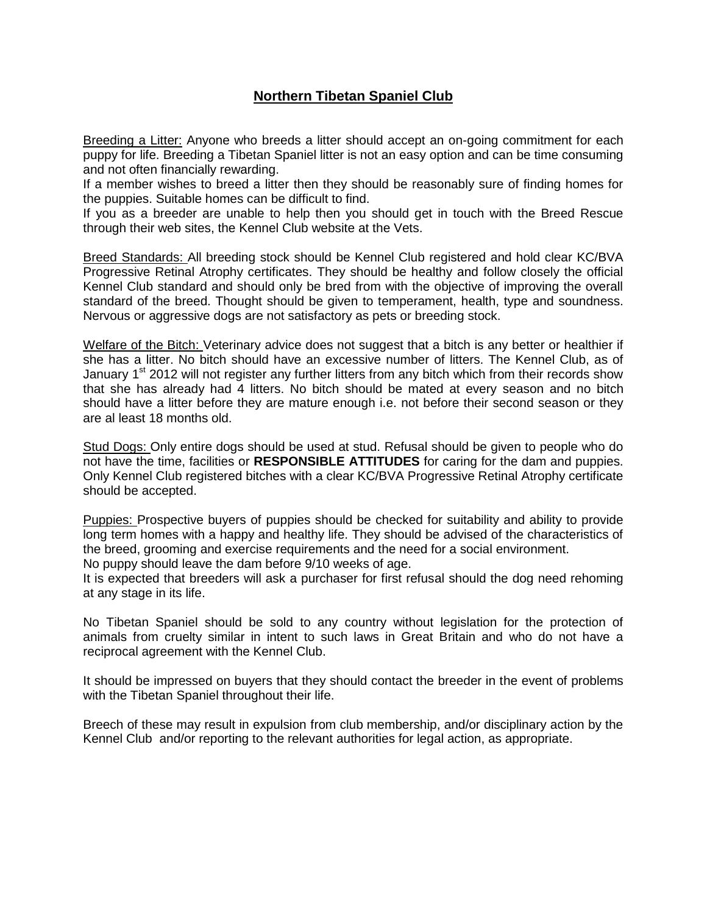# Northern Tibetan Spaniel Club

Breeding a Litter: Anyone who breeds a litter should accept an on-going commitment for each puppy for life. Breeding a Tibetan Spaniel litter is not an easy option and can be time consuming and not often financially rewarding.

If a member wishes to breed a litter then they should be reasonably sure of finding homes for the puppies. Suitable homes can be difficult to find.

If you as a breeder are unable to help then you should get in touch with the Breed Rescue through their web sites, the Kennel Club website at the Vets.

Breed Standards: All breeding stock should be Kennel Club registered and hold clear KC/BVA Progressive Retinal Atrophy certificates. They should be healthy and follow closely the official Kennel Club standard and should only be bred from with the objective of improving the overall standard of the breed. Thought should be given to temperament, health, type and soundness. Nervous or aggressive dogs are not satisfactory as pets or breeding stock.

Welfare of the Bitch: Veterinary advice does not suggest that a bitch is any better or healthier if she has a litter. No bitch should have an excessive number of litters. The Kennel Club, as of January 1st 2012 will not register any further litters from any bitch which from their records show that she has already had 4 litters. No bitch should be mated at every season and no bitch should have a litter before they are mature enough i.e. not before their second season or they are al least 18 months old.

Stud Dogs: Only entire dogs should be used at stud. Refusal should be given to people who do not have the time, facilities or **RESPONSIBLE ATTITUDES** for caring for the dam and puppies. Only Kennel Club registered bitches with a clear KC/BVA Progressive Retinal Atrophy certificate should be accepted.

Puppies: Prospective buyers of puppies should be checked for suitability and ability to provide long term homes with a happy and healthy life. They should be advised of the characteristics of the breed, grooming and exercise requirements and the need for a social environment.

No puppy should leave the dam before 9/10 weeks of age.

It is expected that breeders will ask a purchaser for first refusal should the dog need rehoming at any stage in its life.

No Tibetan Spaniel should be sold to any country without legislation for the protection of animals from cruelty similar in intent to such laws in Great Britain and who do not have a reciprocal agreement with the Kennel Club.

It should be impressed on buyers that they should contact the breeder in the event of problems with the Tibetan Spaniel throughout their life.

Breech of these may result in expulsion from club membership, and/or disciplinary action by the Kennel Club and/or reporting to the relevant authorities for legal action, as appropriate.